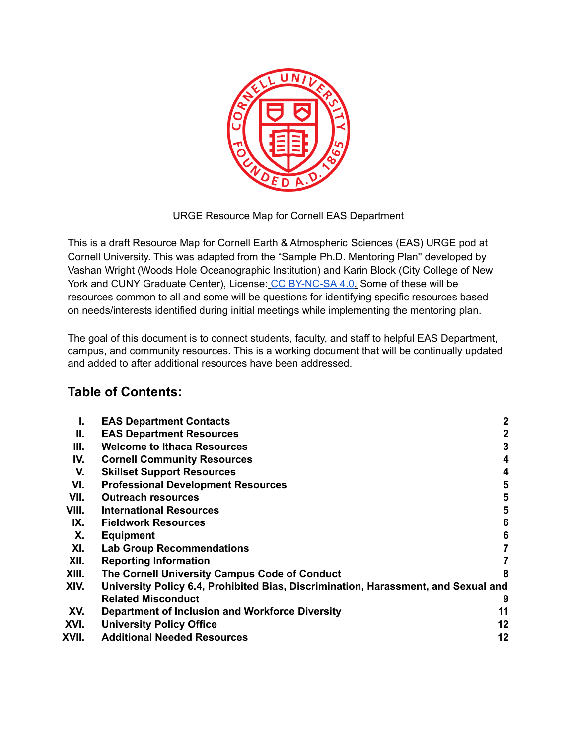URGE Resource Map for Cornell EAS Department

This is a draft Resource Map for Cornell Earth & Atmospheric Sciences (EAS) URGE pod at Cornell University. This was adapted from the "Sample Ph.D. Mentoring Plan" developed by Vashan Wright (Woods Hole Oceanographic Institution) and Karin Block (City College of New York and CUNY Graduate Center), License: CC BY-NC-SA 4.0. Some of these will be resources common to all and some will be questions for identifying specific resources based on needs/interests identified during initial meetings while implementing the mentoring plan.

The goal of this document is to connect students, faculty, and staff to helpful EAS Department, campus, and community resources. This is a working document that will be continually updated and added to after additional resources have been addressed.

## Table of Contents:

| | | |
|---|---|---|
| **I.** | **EAS Department Contacts** | **2** |
| **II.** | **EAS Department Resources** | **2** |
| **III.** | **Welcome to Ithaca Resources** | **3** |
| **IV.** | **Cornell Community Resources** | **4** |
| **V.** | **Skillset Support Resources** | **4** |
| **VI.** | **Professional Development Resources** | **5** |
| **VII.** | **Outreach resources** | **5** |
| **VIII.** | **International Resources** | **5** |
| **IX.** | **Fieldwork Resources** | **6** |
| **X.** | **Equipment** | **6** |
| **XI.** | **Lab Group Recommendations** | **7** |
| **XII.** | **Reporting Information** | **7** |
| **XIII.** | **The Cornell University Campus Code of Conduct** | **8** |
| **XIV.** | **University Policy 6.4, Prohibited Bias, Discrimination, Harassment, and Sexual and Related Misconduct** | **9** |
| **XV.** | **Department of Inclusion and Workforce Diversity** | **11** |
| **XVI.** | **University Policy Office** | **12** |
| **XVII.** | **Additional Needed Resources** | **12** |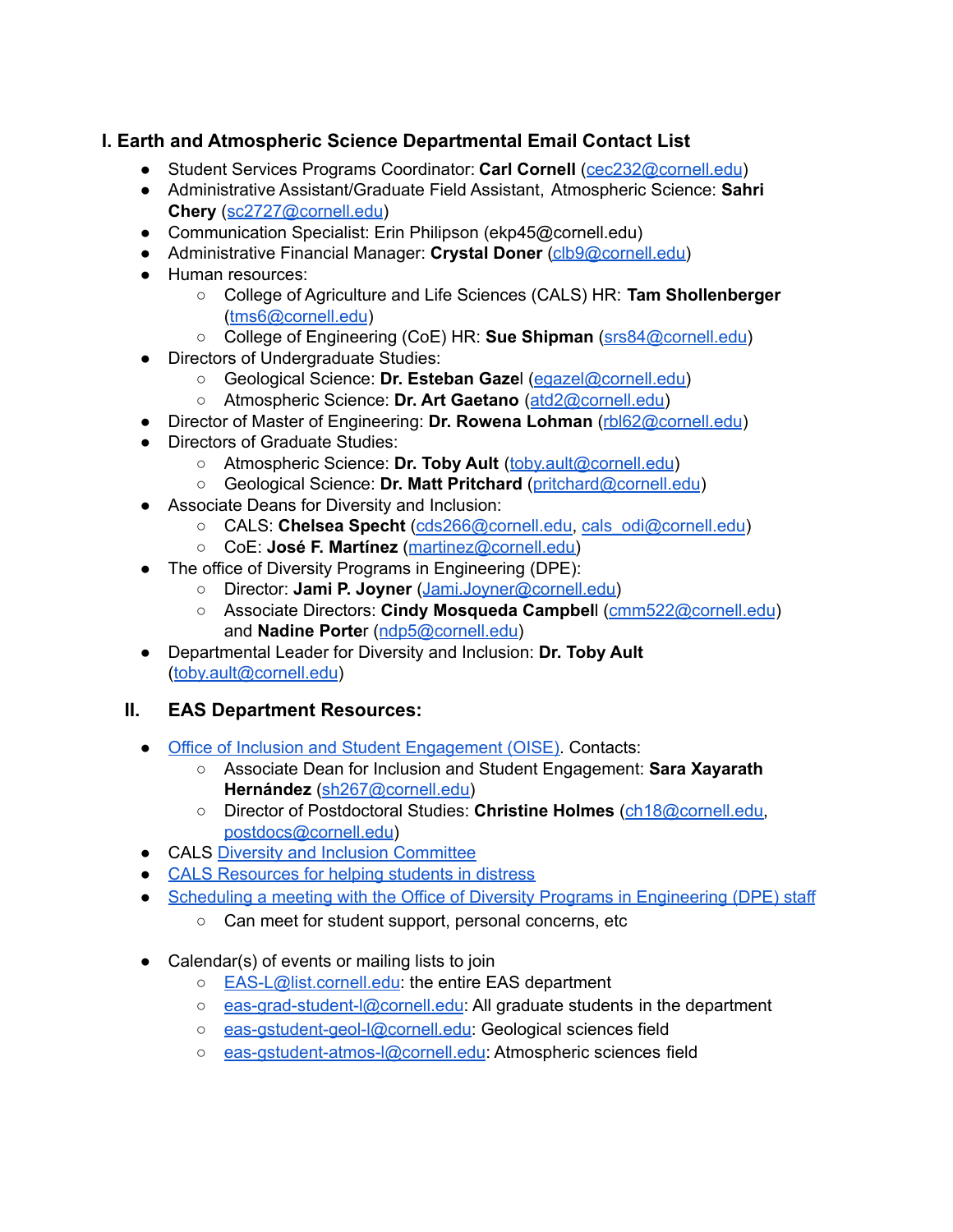## I. Earth and Atmospheric Science Departmental Email Contact List

- Student Services Programs Coordinator: **Carl Cornell** (cec232@cornell.edu)
- Administrative Assistant/Graduate Field Assistant, Atmospheric Science: **Sahri Chery** (sc2727@cornell.edu)
- Communication Specialist: Erin Philipson (ekp45@cornell.edu)
- Administrative Financial Manager: **Crystal Doner** (clb9@cornell.edu)
- Human resources:
  - College of Agriculture and Life Sciences (CALS) HR: **Tam Shollenberger** (tms6@cornell.edu)
  - College of Engineering (CoE) HR: **Sue Shipman** (srs84@cornell.edu)
- Directors of Undergraduate Studies:
  - Geological Science: **Dr. Esteban Gazel** (egazel@cornell.edu)
  - Atmospheric Science: **Dr. Art Gaetano** (atd2@cornell.edu)
- Director of Master of Engineering: **Dr. Rowena Lohman** (rbl62@cornell.edu)
- Directors of Graduate Studies:
  - Atmospheric Science: **Dr. Toby Ault** (toby.ault@cornell.edu)
  - Geological Science: **Dr. Matt Pritchard** (pritchard@cornell.edu)
- Associate Deans for Diversity and Inclusion:
  - CALS: **Chelsea Specht** (cds266@cornell.edu, cals_odi@cornell.edu)
  - CoE: **José F. Martínez** (martinez@cornell.edu)
- The office of Diversity Programs in Engineering (DPE):
  - Director: **Jami P. Joyner** (Jami.Joyner@cornell.edu)
  - Associate Directors: **Cindy Mosqueda Campbell** (cmm522@cornell.edu) and **Nadine Porter** (ndp5@cornell.edu)
- Departmental Leader for Diversity and Inclusion: **Dr. Toby Ault** (toby.ault@cornell.edu)

## II. EAS Department Resources:

- Office of Inclusion and Student Engagement (OISE). Contacts:
  - Associate Dean for Inclusion and Student Engagement: **Sara Xayarath Hernández** (sh267@cornell.edu)
  - Director of Postdoctoral Studies: **Christine Holmes** (ch18@cornell.edu, postdocs@cornell.edu)
- CALS Diversity and Inclusion Committee
- CALS Resources for helping students in distress
- Scheduling a meeting with the Office of Diversity Programs in Engineering (DPE) staff
  - Can meet for student support, personal concerns, etc
- Calendar(s) of events or mailing lists to join
  - EAS-L@list.cornell.edu: the entire EAS department
  - eas-grad-student-l@cornell.edu: All graduate students in the department
  - eas-gstudent-geol-l@cornell.edu: Geological sciences field
  - eas-gstudent-atmos-l@cornell.edu: Atmospheric sciences field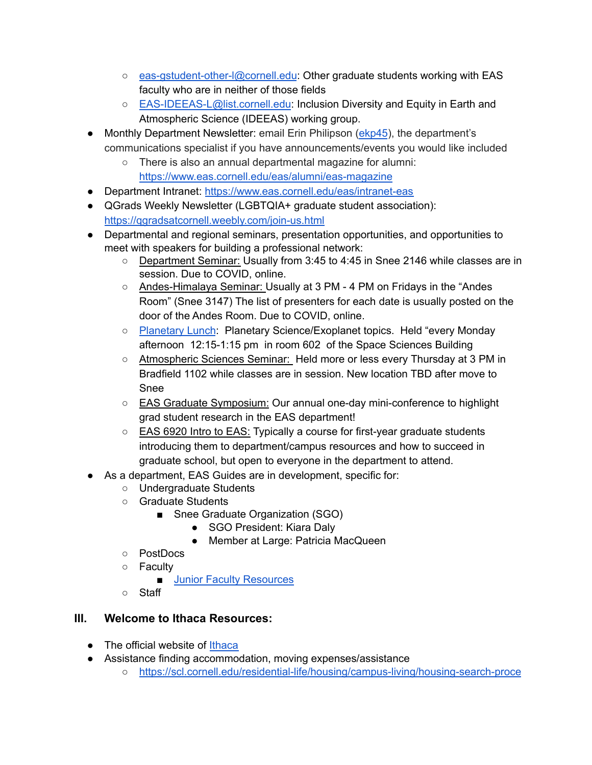- eas-gstudent-other-l@cornell.edu: Other graduate students working with EAS faculty who are in neither of those fields
  - EAS-IDEEAS-L@list.cornell.edu: Inclusion Diversity and Equity in Earth and Atmospheric Science (IDEEAS) working group.
- Monthly Department Newsletter: email Erin Philipson (ekp45), the department's communications specialist if you have announcements/events you would like included
  - There is also an annual departmental magazine for alumni: https://www.eas.cornell.edu/eas/alumni/eas-magazine
- Department Intranet: https://www.eas.cornell.edu/eas/intranet-eas
- QGrads Weekly Newsletter (LGBTQIA+ graduate student association): https://qgradsatcornell.weebly.com/join-us.html
- Departmental and regional seminars, presentation opportunities, and opportunities to meet with speakers for building a professional network:
  - Department Seminar: Usually from 3:45 to 4:45 in Snee 2146 while classes are in session. Due to COVID, online.
  - Andes-Himalaya Seminar: Usually at 3 PM - 4 PM on Fridays in the "Andes Room" (Snee 3147) The list of presenters for each date is usually posted on the door of the Andes Room. Due to COVID, online.
  - Planetary Lunch: Planetary Science/Exoplanet topics. Held "every Monday afternoon 12:15-1:15 pm in room 602 of the Space Sciences Building
  - Atmospheric Sciences Seminar: Held more or less every Thursday at 3 PM in Bradfield 1102 while classes are in session. New location TBD after move to Snee
  - EAS Graduate Symposium: Our annual one-day mini-conference to highlight grad student research in the EAS department!
  - EAS 6920 Intro to EAS: Typically a course for first-year graduate students introducing them to department/campus resources and how to succeed in graduate school, but open to everyone in the department to attend.
- As a department, EAS Guides are in development, specific for:
  - Undergraduate Students
  - Graduate Students
    - Snee Graduate Organization (SGO)
      - SGO President: Kiara Daly
      - Member at Large: Patricia MacQueen
  - PostDocs
  - Faculty
    - Junior Faculty Resources
  - Staff

## III. Welcome to Ithaca Resources:

- The official website of Ithaca
- Assistance finding accommodation, moving expenses/assistance
  - https://scl.cornell.edu/residential-life/housing/campus-living/housing-search-proce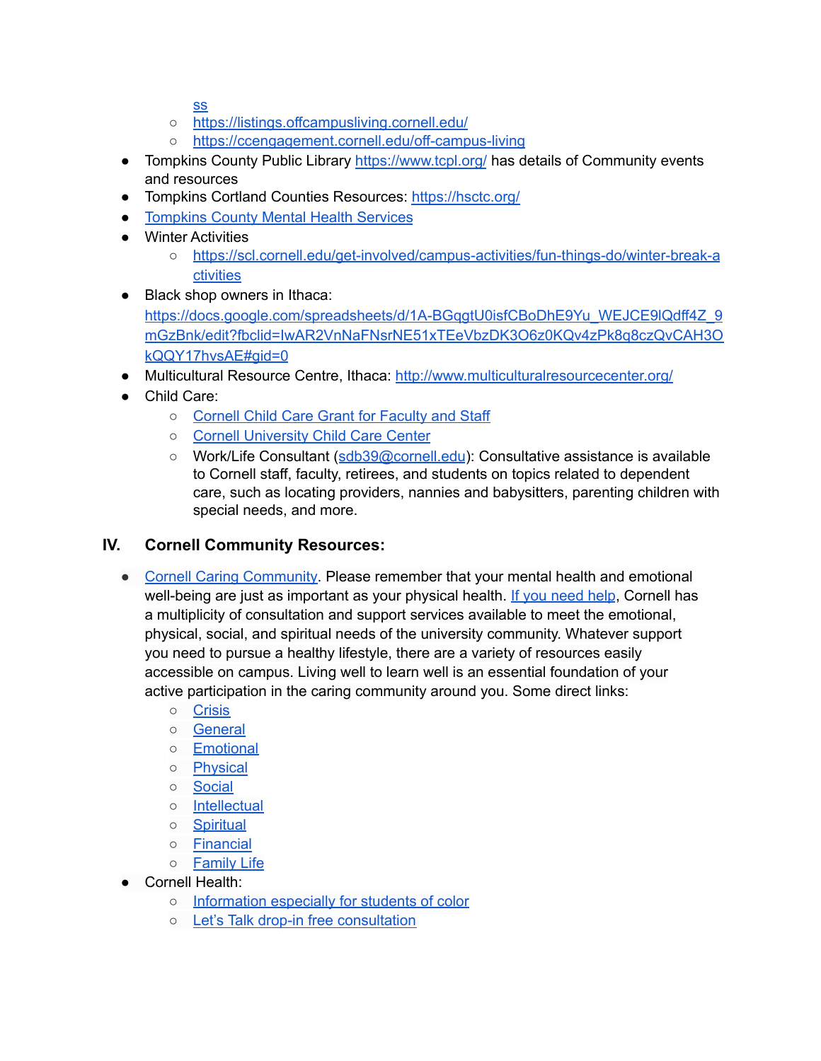ss
  - https://listings.offcampusliving.cornell.edu/
  - https://ccengagement.cornell.edu/off-campus-living
- Tompkins County Public Library https://www.tcpl.org/ has details of Community events and resources
- Tompkins Cortland Counties Resources: https://hsctc.org/
- Tompkins County Mental Health Services
- Winter Activities
  - https://scl.cornell.edu/get-involved/campus-activities/fun-things-do/winter-break-activities
- Black shop owners in Ithaca: https://docs.google.com/spreadsheets/d/1A-BGqgtU0isfCBoDhE9Yu_WEJCE9lQdff4Z_9mGzBnk/edit?fbclid=IwAR2VnNaFNsrNE51xTEeVbzDK3O6z0KQv4zPk8q8czQvCAH3OkQQY17hvsAE#gid=0
- Multicultural Resource Centre, Ithaca: http://www.multiculturalresourcecenter.org/
- Child Care:
  - Cornell Child Care Grant for Faculty and Staff
  - Cornell University Child Care Center
  - Work/Life Consultant (sdb39@cornell.edu): Consultative assistance is available to Cornell staff, faculty, retirees, and students on topics related to dependent care, such as locating providers, nannies and babysitters, parenting children with special needs, and more.

## IV. Cornell Community Resources:

- Cornell Caring Community. Please remember that your mental health and emotional well-being are just as important as your physical health. If you need help, Cornell has a multiplicity of consultation and support services available to meet the emotional, physical, social, and spiritual needs of the university community. Whatever support you need to pursue a healthy lifestyle, there are a variety of resources easily accessible on campus. Living well to learn well is an essential foundation of your active participation in the caring community around you. Some direct links:
  - Crisis
  - General
  - Emotional
  - Physical
  - Social
  - Intellectual
  - Spiritual
  - Financial
  - Family Life
- Cornell Health:
  - Information especially for students of color
  - Let's Talk drop-in free consultation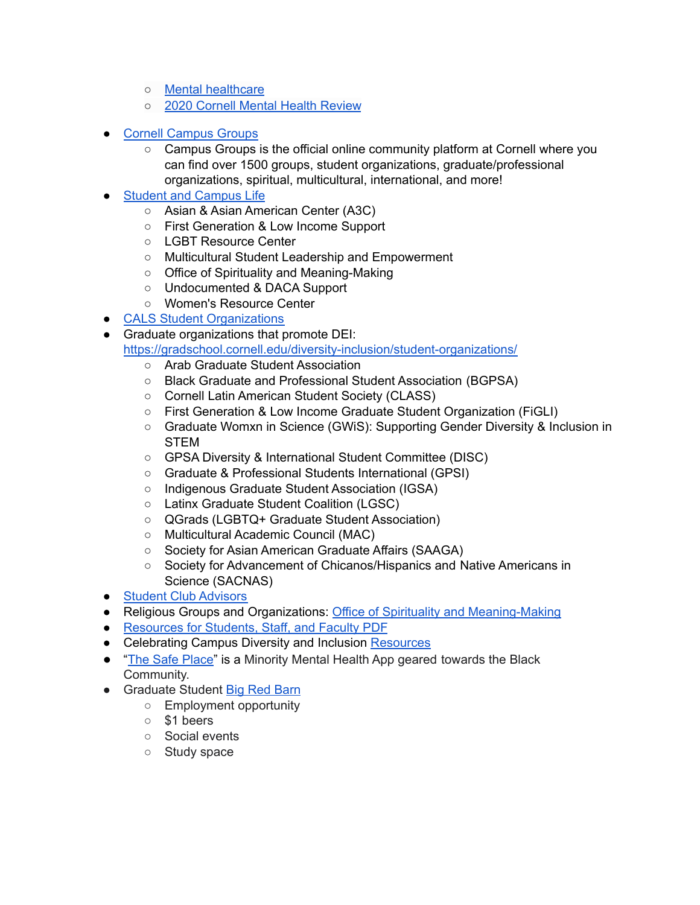- Mental healthcare
    - 2020 Cornell Mental Health Review

- Cornell Campus Groups
    - Campus Groups is the official online community platform at Cornell where you can find over 1500 groups, student organizations, graduate/professional organizations, spiritual, multicultural, international, and more!
- Student and Campus Life
    - Asian & Asian American Center (A3C)
    - First Generation & Low Income Support
    - LGBT Resource Center
    - Multicultural Student Leadership and Empowerment
    - Office of Spirituality and Meaning-Making
    - Undocumented & DACA Support
    - Women's Resource Center
- CALS Student Organizations
- Graduate organizations that promote DEI: https://gradschool.cornell.edu/diversity-inclusion/student-organizations/
    - Arab Graduate Student Association
    - Black Graduate and Professional Student Association (BGPSA)
    - Cornell Latin American Student Society (CLASS)
    - First Generation & Low Income Graduate Student Organization (FiGLI)
    - Graduate Womxn in Science (GWiS): Supporting Gender Diversity & Inclusion in STEM
    - GPSA Diversity & International Student Committee (DISC)
    - Graduate & Professional Students International (GPSI)
    - Indigenous Graduate Student Association (IGSA)
    - Latinx Graduate Student Coalition (LGSC)
    - QGrads (LGBTQ+ Graduate Student Association)
    - Multicultural Academic Council (MAC)
    - Society for Asian American Graduate Affairs (SAAGA)
    - Society for Advancement of Chicanos/Hispanics and Native Americans in Science (SACNAS)
- Student Club Advisors
- Religious Groups and Organizations: Office of Spirituality and Meaning-Making
- Resources for Students, Staff, and Faculty PDF
- Celebrating Campus Diversity and Inclusion Resources
- "The Safe Place" is a Minority Mental Health App geared towards the Black Community.
- Graduate Student Big Red Barn
    - Employment opportunity
    - $1 beers
    - Social events
    - Study space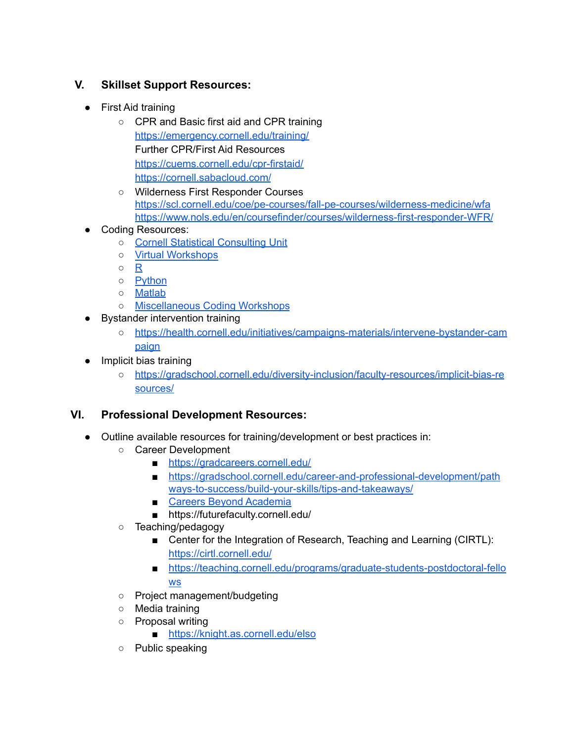## V. Skillset Support Resources:

- First Aid training
  - CPR and Basic first aid and CPR training
    https://emergency.cornell.edu/training/
    Further CPR/First Aid Resources
    https://cuems.cornell.edu/cpr-firstaid/
    https://cornell.sabacloud.com/
  - Wilderness First Responder Courses
    https://scl.cornell.edu/coe/pe-courses/fall-pe-courses/wilderness-medicine/wfa
    https://www.nols.edu/en/coursefinder/courses/wilderness-first-responder-WFR/
- Coding Resources:
  - Cornell Statistical Consulting Unit
  - Virtual Workshops
  - R
  - Python
  - Matlab
  - Miscellaneous Coding Workshops
- Bystander intervention training
  - https://health.cornell.edu/initiatives/campaigns-materials/intervene-bystander-campaign
- Implicit bias training
  - https://gradschool.cornell.edu/diversity-inclusion/faculty-resources/implicit-bias-resources/

## VI. Professional Development Resources:

- Outline available resources for training/development or best practices in:
  - Career Development
    - https://gradcareers.cornell.edu/
    - https://gradschool.cornell.edu/career-and-professional-development/pathways-to-success/build-your-skills/tips-and-takeaways/
    - Careers Beyond Academia
    - https://futurefaculty.cornell.edu/
  - Teaching/pedagogy
    - Center for the Integration of Research, Teaching and Learning (CIRTL): https://cirtl.cornell.edu/
    - https://teaching.cornell.edu/programs/graduate-students-postdoctoral-fellows
  - Project management/budgeting
  - Media training
  - Proposal writing
    - https://knight.as.cornell.edu/elso
  - Public speaking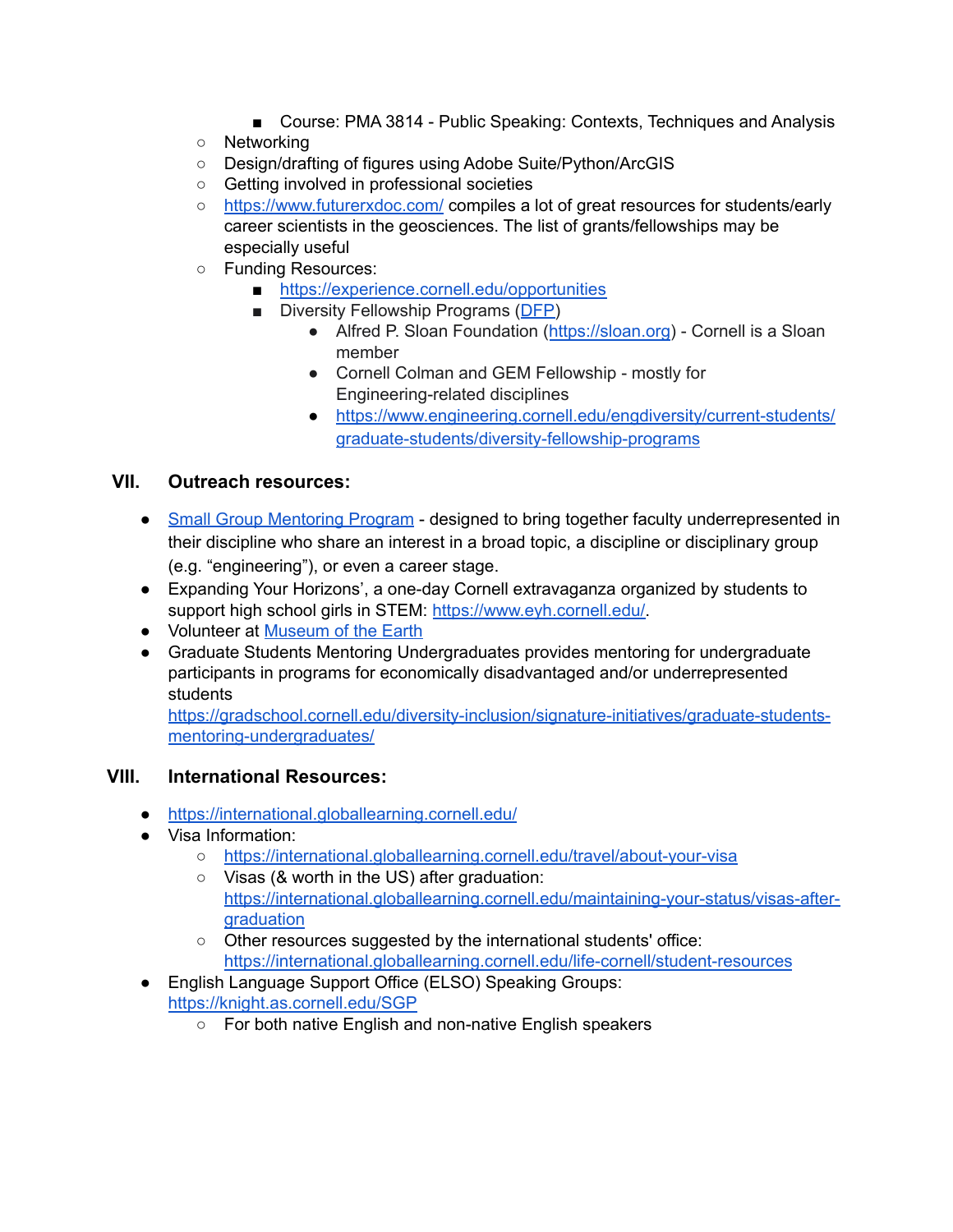- Course: PMA 3814 - Public Speaking: Contexts, Techniques and Analysis
    - Networking
    - Design/drafting of figures using Adobe Suite/Python/ArcGIS
    - Getting involved in professional societies
    - [https://www.futurerxdoc.com/](https://www.futurerxdoc.com/) compiles a lot of great resources for students/early career scientists in the geosciences. The list of grants/fellowships may be especially useful
    - Funding Resources:
        - [https://experience.cornell.edu/opportunities](https://experience.cornell.edu/opportunities)
        - Diversity Fellowship Programs (DFP)
            - Alfred P. Sloan Foundation ([https://sloan.org](https://sloan.org)) - Cornell is a Sloan member
            - Cornell Colman and GEM Fellowship - mostly for Engineering-related disciplines
            - [https://www.engineering.cornell.edu/engdiversity/current-students/graduate-students/diversity-fellowship-programs](https://www.engineering.cornell.edu/engdiversity/current-students/graduate-students/diversity-fellowship-programs)

## VII. Outreach resources:

- Small Group Mentoring Program - designed to bring together faculty underrepresented in their discipline who share an interest in a broad topic, a discipline or disciplinary group (e.g. "engineering"), or even a career stage.
- Expanding Your Horizons', a one-day Cornell extravaganza organized by students to support high school girls in STEM: [https://www.eyh.cornell.edu/](https://www.eyh.cornell.edu/).
- Volunteer at Museum of the Earth
- Graduate Students Mentoring Undergraduates provides mentoring for undergraduate participants in programs for economically disadvantaged and/or underrepresented students [https://gradschool.cornell.edu/diversity-inclusion/signature-initiatives/graduate-students-mentoring-undergraduates/](https://gradschool.cornell.edu/diversity-inclusion/signature-initiatives/graduate-students-mentoring-undergraduates/)

## VIII. International Resources:

- [https://international.globallearning.cornell.edu/](https://international.globallearning.cornell.edu/)
- Visa Information:
    - [https://international.globallearning.cornell.edu/travel/about-your-visa](https://international.globallearning.cornell.edu/travel/about-your-visa)
    - Visas (& worth in the US) after graduation: [https://international.globallearning.cornell.edu/maintaining-your-status/visas-after-graduation](https://international.globallearning.cornell.edu/maintaining-your-status/visas-after-graduation)
    - Other resources suggested by the international students' office: [https://international.globallearning.cornell.edu/life-cornell/student-resources](https://international.globallearning.cornell.edu/life-cornell/student-resources)
- English Language Support Office (ELSO) Speaking Groups: [https://knight.as.cornell.edu/SGP](https://knight.as.cornell.edu/SGP)
    - For both native English and non-native English speakers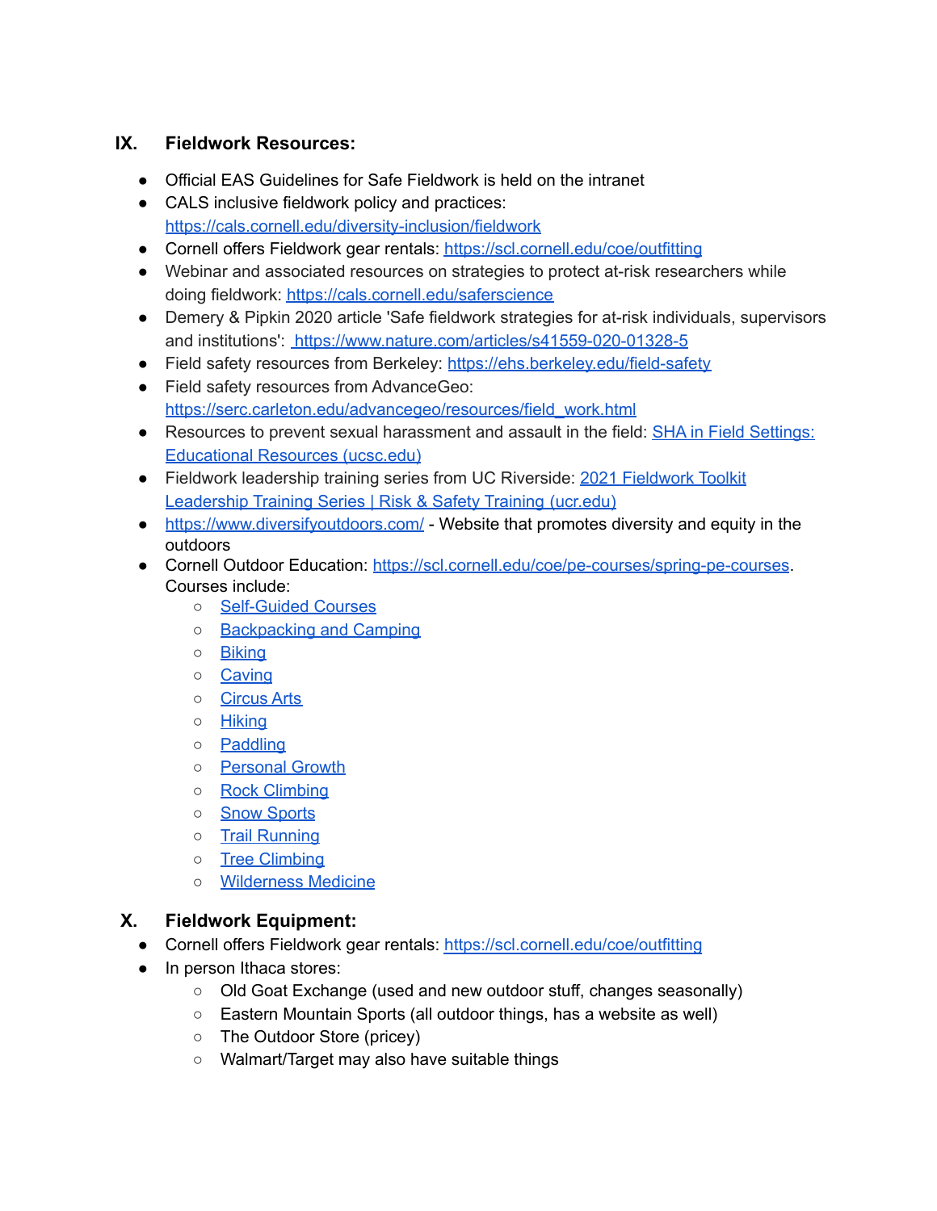## IX. Fieldwork Resources:

- Official EAS Guidelines for Safe Fieldwork is held on the intranet
- CALS inclusive fieldwork policy and practices: https://cals.cornell.edu/diversity-inclusion/fieldwork
- Cornell offers Fieldwork gear rentals: https://scl.cornell.edu/coe/outfitting
- Webinar and associated resources on strategies to protect at-risk researchers while doing fieldwork: https://cals.cornell.edu/saferscience
- Demery & Pipkin 2020 article 'Safe fieldwork strategies for at-risk individuals, supervisors and institutions': https://www.nature.com/articles/s41559-020-01328-5
- Field safety resources from Berkeley: https://ehs.berkeley.edu/field-safety
- Field safety resources from AdvanceGeo: https://serc.carleton.edu/advancegeo/resources/field_work.html
- Resources to prevent sexual harassment and assault in the field: SHA in Field Settings: Educational Resources (ucsc.edu)
- Fieldwork leadership training series from UC Riverside: 2021 Fieldwork Toolkit Leadership Training Series | Risk & Safety Training (ucr.edu)
- https://www.diversifyoutdoors.com/ - Website that promotes diversity and equity in the outdoors
- Cornell Outdoor Education: https://scl.cornell.edu/coe/pe-courses/spring-pe-courses. Courses include:
  - Self-Guided Courses
  - Backpacking and Camping
  - Biking
  - Caving
  - Circus Arts
  - Hiking
  - Paddling
  - Personal Growth
  - Rock Climbing
  - Snow Sports
  - Trail Running
  - Tree Climbing
  - Wilderness Medicine

## X. Fieldwork Equipment:

- Cornell offers Fieldwork gear rentals: https://scl.cornell.edu/coe/outfitting
- In person Ithaca stores:
  - Old Goat Exchange (used and new outdoor stuff, changes seasonally)
  - Eastern Mountain Sports (all outdoor things, has a website as well)
  - The Outdoor Store (pricey)
  - Walmart/Target may also have suitable things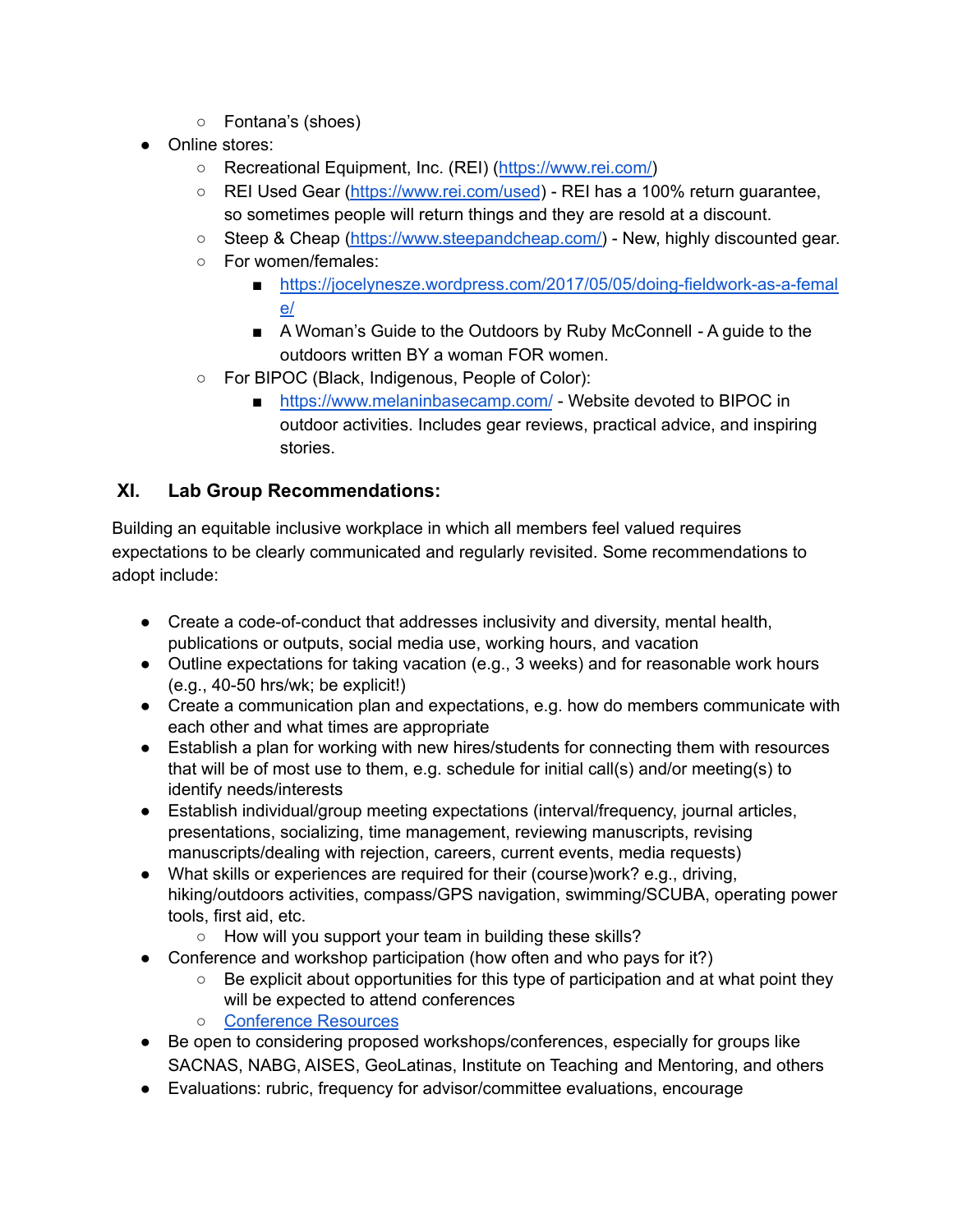- Fontana's (shoes)
- Online stores:
    - Recreational Equipment, Inc. (REI) (https://www.rei.com/)
    - REI Used Gear (https://www.rei.com/used) - REI has a 100% return guarantee, so sometimes people will return things and they are resold at a discount.
    - Steep & Cheap (https://www.steepandcheap.com/) - New, highly discounted gear.
    - For women/females:
        - https://jocelynesze.wordpress.com/2017/05/05/doing-fieldwork-as-a-female/
        - A Woman's Guide to the Outdoors by Ruby McConnell - A guide to the outdoors written BY a woman FOR women.
    - For BIPOC (Black, Indigenous, People of Color):
        - https://www.melaninbasecamp.com/ - Website devoted to BIPOC in outdoor activities. Includes gear reviews, practical advice, and inspiring stories.

## XI. Lab Group Recommendations:

Building an equitable inclusive workplace in which all members feel valued requires expectations to be clearly communicated and regularly revisited. Some recommendations to adopt include:

- Create a code-of-conduct that addresses inclusivity and diversity, mental health, publications or outputs, social media use, working hours, and vacation
- Outline expectations for taking vacation (e.g., 3 weeks) and for reasonable work hours (e.g., 40-50 hrs/wk; be explicit!)
- Create a communication plan and expectations, e.g. how do members communicate with each other and what times are appropriate
- Establish a plan for working with new hires/students for connecting them with resources that will be of most use to them, e.g. schedule for initial call(s) and/or meeting(s) to identify needs/interests
- Establish individual/group meeting expectations (interval/frequency, journal articles, presentations, socializing, time management, reviewing manuscripts, revising manuscripts/dealing with rejection, careers, current events, media requests)
- What skills or experiences are required for their (course)work? e.g., driving, hiking/outdoors activities, compass/GPS navigation, swimming/SCUBA, operating power tools, first aid, etc.
    - How will you support your team in building these skills?
- Conference and workshop participation (how often and who pays for it?)
    - Be explicit about opportunities for this type of participation and at what point they will be expected to attend conferences
    - Conference Resources
- Be open to considering proposed workshops/conferences, especially for groups like SACNAS, NABG, AISES, GeoLatinas, Institute on Teaching and Mentoring, and others
- Evaluations: rubric, frequency for advisor/committee evaluations, encourage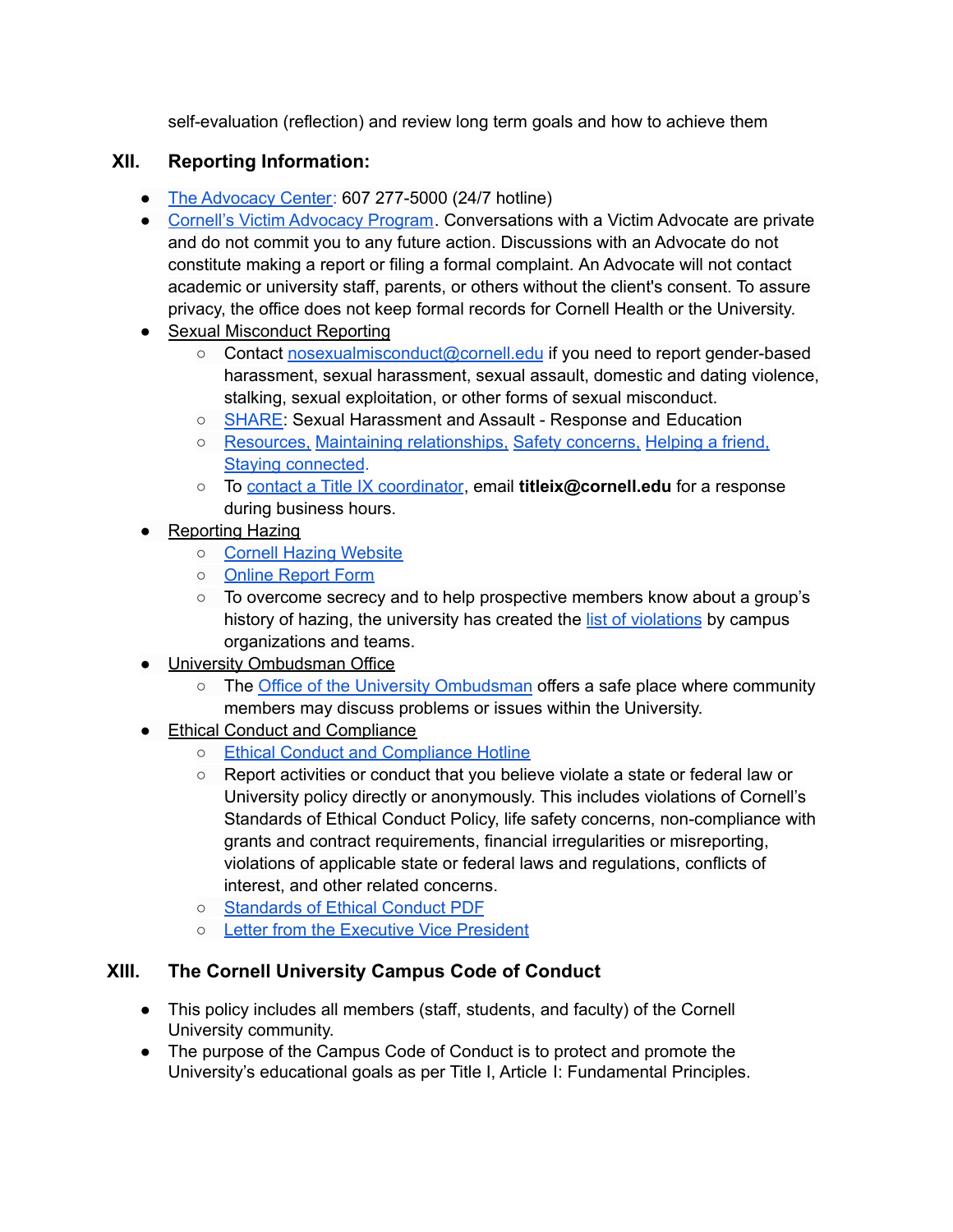self-evaluation (reflection) and review long term goals and how to achieve them

## XII. Reporting Information:

- The Advocacy Center: 607 277-5000 (24/7 hotline)
- Cornell's Victim Advocacy Program. Conversations with a Victim Advocate are private and do not commit you to any future action. Discussions with an Advocate do not constitute making a report or filing a formal complaint. An Advocate will not contact academic or university staff, parents, or others without the client's consent. To assure privacy, the office does not keep formal records for Cornell Health or the University.
- Sexual Misconduct Reporting
  - Contact nosexualmisconduct@cornell.edu if you need to report gender-based harassment, sexual harassment, sexual assault, domestic and dating violence, stalking, sexual exploitation, or other forms of sexual misconduct.
  - SHARE: Sexual Harassment and Assault - Response and Education
  - Resources, Maintaining relationships, Safety concerns, Helping a friend, Staying connected.
  - To contact a Title IX coordinator, email **titleix@cornell.edu** for a response during business hours.
- Reporting Hazing
  - Cornell Hazing Website
  - Online Report Form
  - To overcome secrecy and to help prospective members know about a group's history of hazing, the university has created the list of violations by campus organizations and teams.
- University Ombudsman Office
  - The Office of the University Ombudsman offers a safe place where community members may discuss problems or issues within the University.
- Ethical Conduct and Compliance
  - Ethical Conduct and Compliance Hotline
  - Report activities or conduct that you believe violate a state or federal law or University policy directly or anonymously. This includes violations of Cornell's Standards of Ethical Conduct Policy, life safety concerns, non-compliance with grants and contract requirements, financial irregularities or misreporting, violations of applicable state or federal laws and regulations, conflicts of interest, and other related concerns.
  - Standards of Ethical Conduct PDF
  - Letter from the Executive Vice President

## XIII. The Cornell University Campus Code of Conduct

- This policy includes all members (staff, students, and faculty) of the Cornell University community.
- The purpose of the Campus Code of Conduct is to protect and promote the University's educational goals as per Title I, Article I: Fundamental Principles.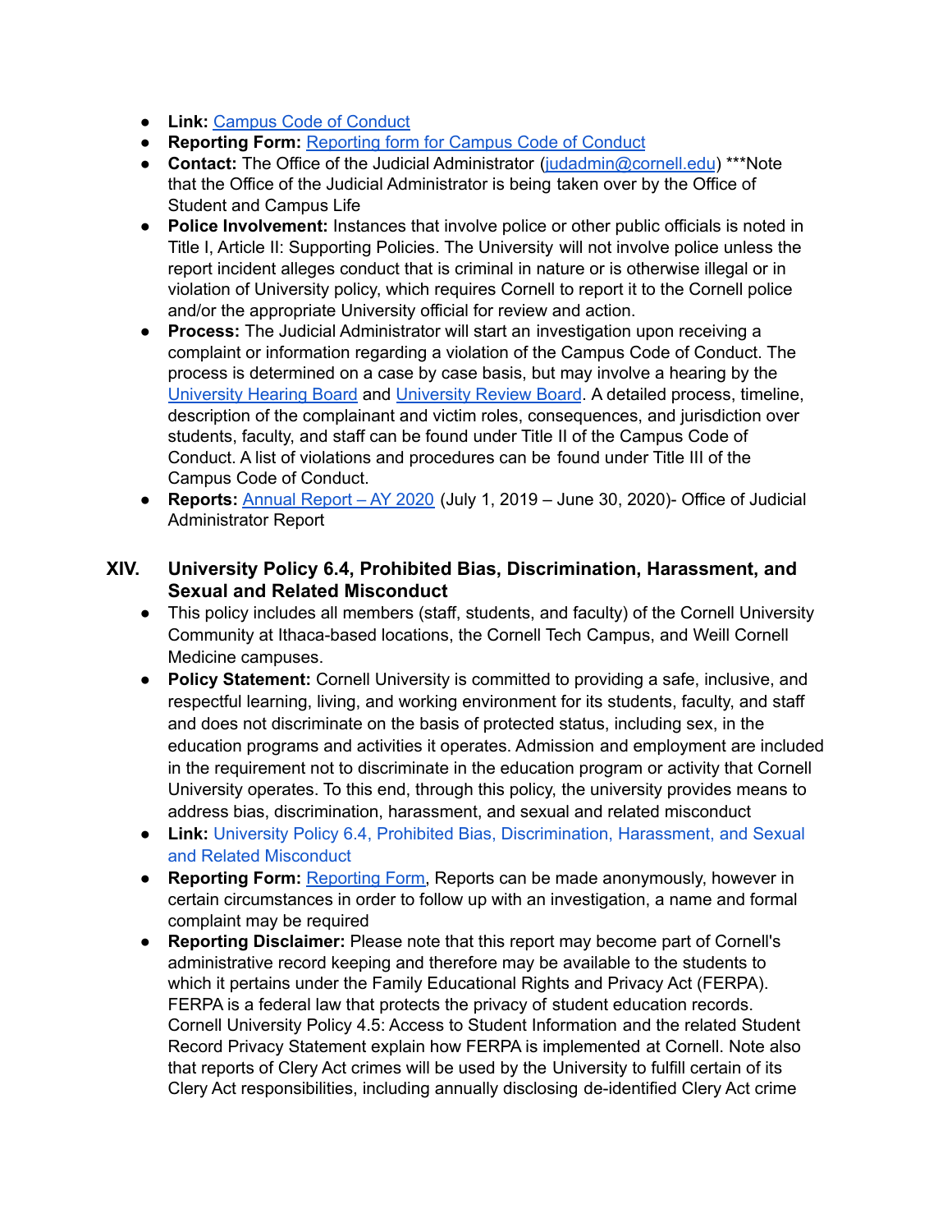- **Link:** Campus Code of Conduct
- **Reporting Form:** Reporting form for Campus Code of Conduct
- **Contact:** The Office of the Judicial Administrator (judadmin@cornell.edu) ***Note that the Office of the Judicial Administrator is being taken over by the Office of Student and Campus Life
- **Police Involvement:** Instances that involve police or other public officials is noted in Title I, Article II: Supporting Policies. The University will not involve police unless the report incident alleges conduct that is criminal in nature or is otherwise illegal or in violation of University policy, which requires Cornell to report it to the Cornell police and/or the appropriate University official for review and action.
- **Process:** The Judicial Administrator will start an investigation upon receiving a complaint or information regarding a violation of the Campus Code of Conduct. The process is determined on a case by case basis, but may involve a hearing by the University Hearing Board and University Review Board. A detailed process, timeline, description of the complainant and victim roles, consequences, and jurisdiction over students, faculty, and staff can be found under Title II of the Campus Code of Conduct. A list of violations and procedures can be found under Title III of the Campus Code of Conduct.
- **Reports:** Annual Report – AY 2020 (July 1, 2019 – June 30, 2020)- Office of Judicial Administrator Report

## XIV. University Policy 6.4, Prohibited Bias, Discrimination, Harassment, and Sexual and Related Misconduct

- This policy includes all members (staff, students, and faculty) of the Cornell University Community at Ithaca-based locations, the Cornell Tech Campus, and Weill Cornell Medicine campuses.
- **Policy Statement:** Cornell University is committed to providing a safe, inclusive, and respectful learning, living, and working environment for its students, faculty, and staff and does not discriminate on the basis of protected status, including sex, in the education programs and activities it operates. Admission and employment are included in the requirement not to discriminate in the education program or activity that Cornell University operates. To this end, through this policy, the university provides means to address bias, discrimination, harassment, and sexual and related misconduct
- **Link:** University Policy 6.4, Prohibited Bias, Discrimination, Harassment, and Sexual and Related Misconduct
- **Reporting Form:** Reporting Form, Reports can be made anonymously, however in certain circumstances in order to follow up with an investigation, a name and formal complaint may be required
- **Reporting Disclaimer:** Please note that this report may become part of Cornell's administrative record keeping and therefore may be available to the students to which it pertains under the Family Educational Rights and Privacy Act (FERPA). FERPA is a federal law that protects the privacy of student education records. Cornell University Policy 4.5: Access to Student Information and the related Student Record Privacy Statement explain how FERPA is implemented at Cornell. Note also that reports of Clery Act crimes will be used by the University to fulfill certain of its Clery Act responsibilities, including annually disclosing de-identified Clery Act crime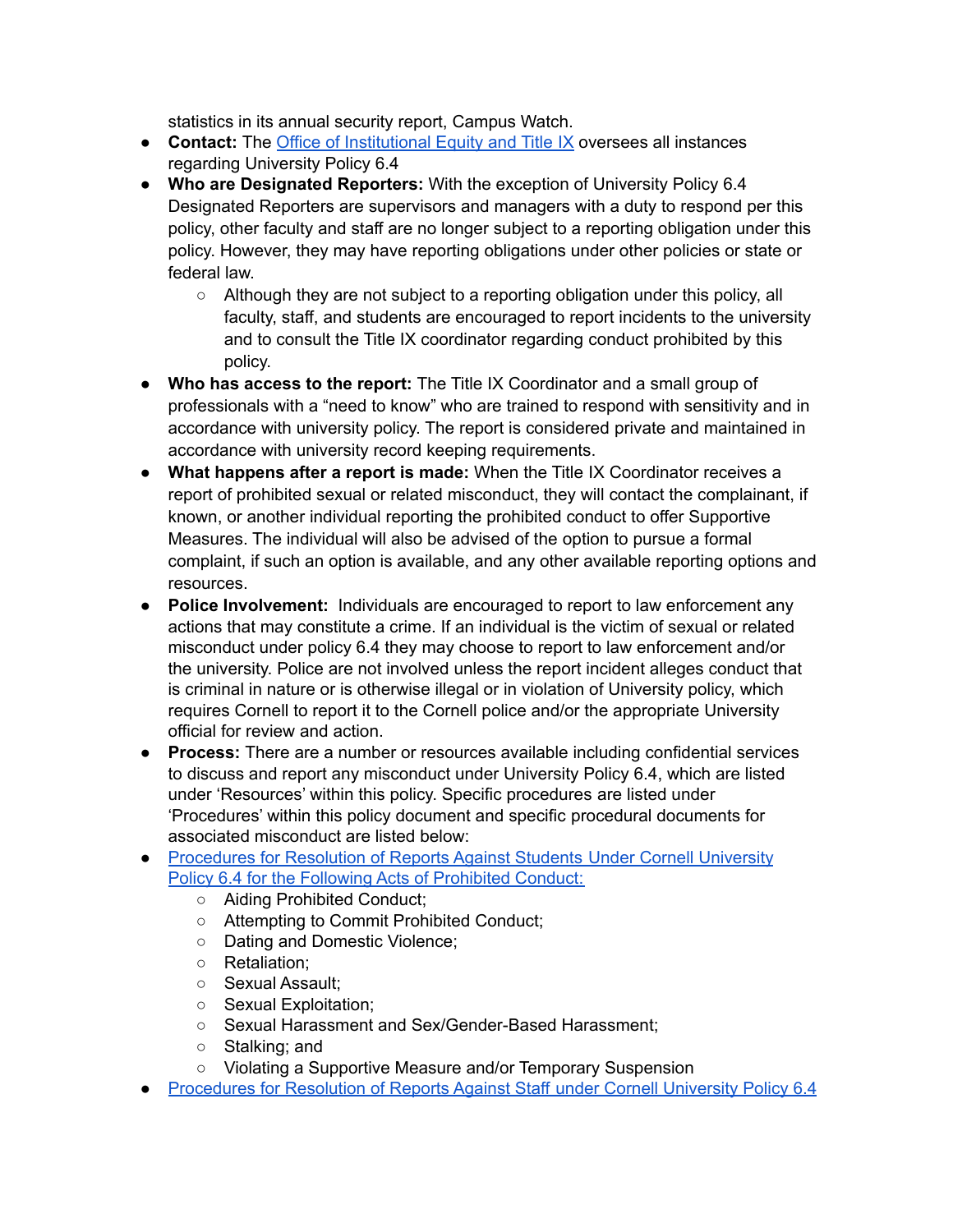statistics in its annual security report, Campus Watch.

- **Contact:** The Office of Institutional Equity and Title IX oversees all instances regarding University Policy 6.4
- **Who are Designated Reporters:** With the exception of University Policy 6.4 Designated Reporters are supervisors and managers with a duty to respond per this policy, other faculty and staff are no longer subject to a reporting obligation under this policy. However, they may have reporting obligations under other policies or state or federal law.
  - Although they are not subject to a reporting obligation under this policy, all faculty, staff, and students are encouraged to report incidents to the university and to consult the Title IX coordinator regarding conduct prohibited by this policy.
- **Who has access to the report:** The Title IX Coordinator and a small group of professionals with a "need to know" who are trained to respond with sensitivity and in accordance with university policy. The report is considered private and maintained in accordance with university record keeping requirements.
- **What happens after a report is made:** When the Title IX Coordinator receives a report of prohibited sexual or related misconduct, they will contact the complainant, if known, or another individual reporting the prohibited conduct to offer Supportive Measures. The individual will also be advised of the option to pursue a formal complaint, if such an option is available, and any other available reporting options and resources.
- **Police Involvement:** Individuals are encouraged to report to law enforcement any actions that may constitute a crime. If an individual is the victim of sexual or related misconduct under policy 6.4 they may choose to report to law enforcement and/or the university. Police are not involved unless the report incident alleges conduct that is criminal in nature or is otherwise illegal or in violation of University policy, which requires Cornell to report it to the Cornell police and/or the appropriate University official for review and action.
- **Process:** There are a number or resources available including confidential services to discuss and report any misconduct under University Policy 6.4, which are listed under 'Resources' within this policy. Specific procedures are listed under 'Procedures' within this policy document and specific procedural documents for associated misconduct are listed below:
- Procedures for Resolution of Reports Against Students Under Cornell University Policy 6.4 for the Following Acts of Prohibited Conduct:
  - Aiding Prohibited Conduct;
  - Attempting to Commit Prohibited Conduct;
  - Dating and Domestic Violence;
  - Retaliation;
  - Sexual Assault;
  - Sexual Exploitation;
  - Sexual Harassment and Sex/Gender-Based Harassment;
  - Stalking; and
  - Violating a Supportive Measure and/or Temporary Suspension
- Procedures for Resolution of Reports Against Staff under Cornell University Policy 6.4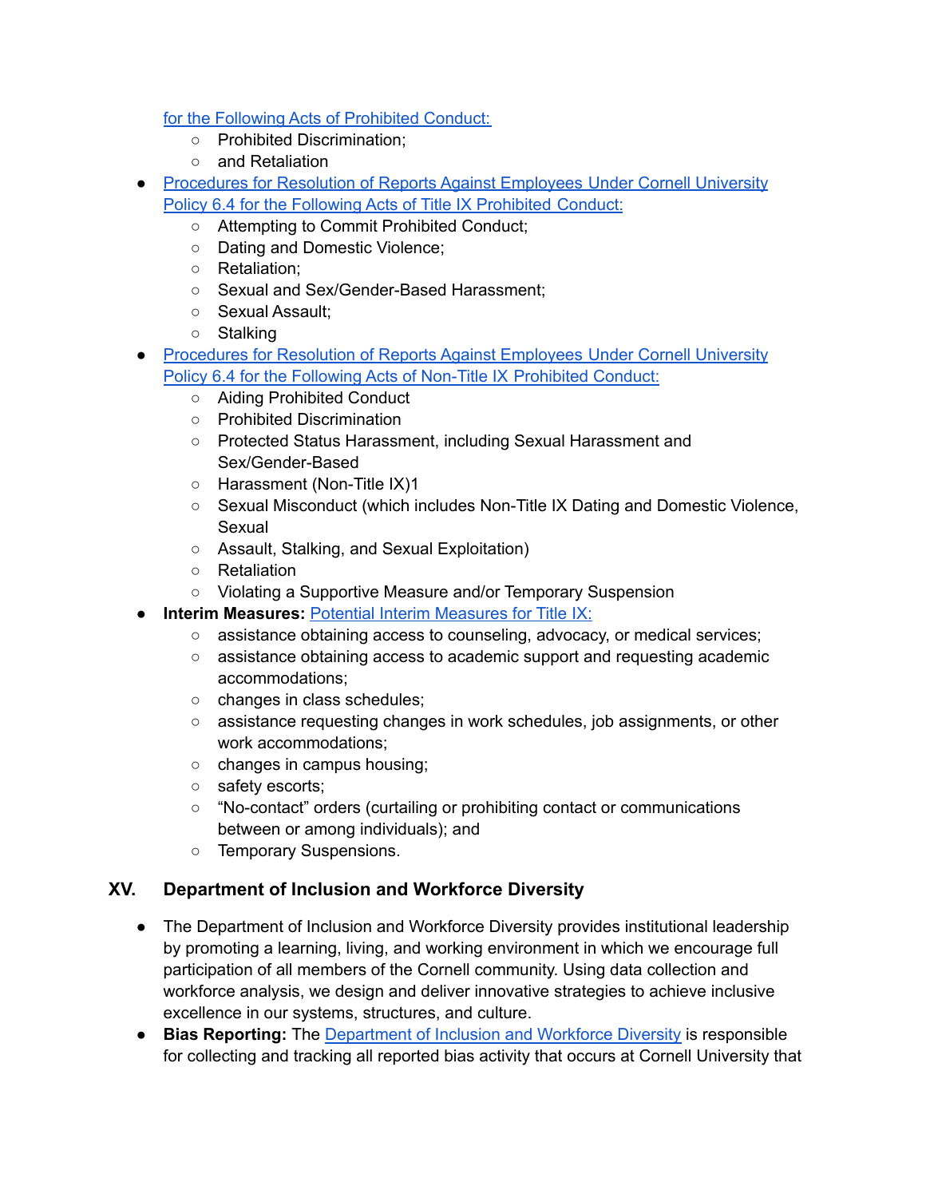for the Following Acts of Prohibited Conduct:
    - Prohibited Discrimination;
    - and Retaliation
- Procedures for Resolution of Reports Against Employees Under Cornell University Policy 6.4 for the Following Acts of Title IX Prohibited Conduct:
    - Attempting to Commit Prohibited Conduct;
    - Dating and Domestic Violence;
    - Retaliation;
    - Sexual and Sex/Gender-Based Harassment;
    - Sexual Assault;
    - Stalking
- Procedures for Resolution of Reports Against Employees Under Cornell University Policy 6.4 for the Following Acts of Non-Title IX Prohibited Conduct:
    - Aiding Prohibited Conduct
    - Prohibited Discrimination
    - Protected Status Harassment, including Sexual Harassment and Sex/Gender-Based
    - Harassment (Non-Title IX)1
    - Sexual Misconduct (which includes Non-Title IX Dating and Domestic Violence, Sexual
    - Assault, Stalking, and Sexual Exploitation)
    - Retaliation
    - Violating a Supportive Measure and/or Temporary Suspension
- **Interim Measures:** Potential Interim Measures for Title IX:
    - assistance obtaining access to counseling, advocacy, or medical services;
    - assistance obtaining access to academic support and requesting academic accommodations;
    - changes in class schedules;
    - assistance requesting changes in work schedules, job assignments, or other work accommodations;
    - changes in campus housing;
    - safety escorts;
    - "No-contact" orders (curtailing or prohibiting contact or communications between or among individuals); and
    - Temporary Suspensions.

## XV. Department of Inclusion and Workforce Diversity

- The Department of Inclusion and Workforce Diversity provides institutional leadership by promoting a learning, living, and working environment in which we encourage full participation of all members of the Cornell community. Using data collection and workforce analysis, we design and deliver innovative strategies to achieve inclusive excellence in our systems, structures, and culture.
- **Bias Reporting:** The Department of Inclusion and Workforce Diversity is responsible for collecting and tracking all reported bias activity that occurs at Cornell University that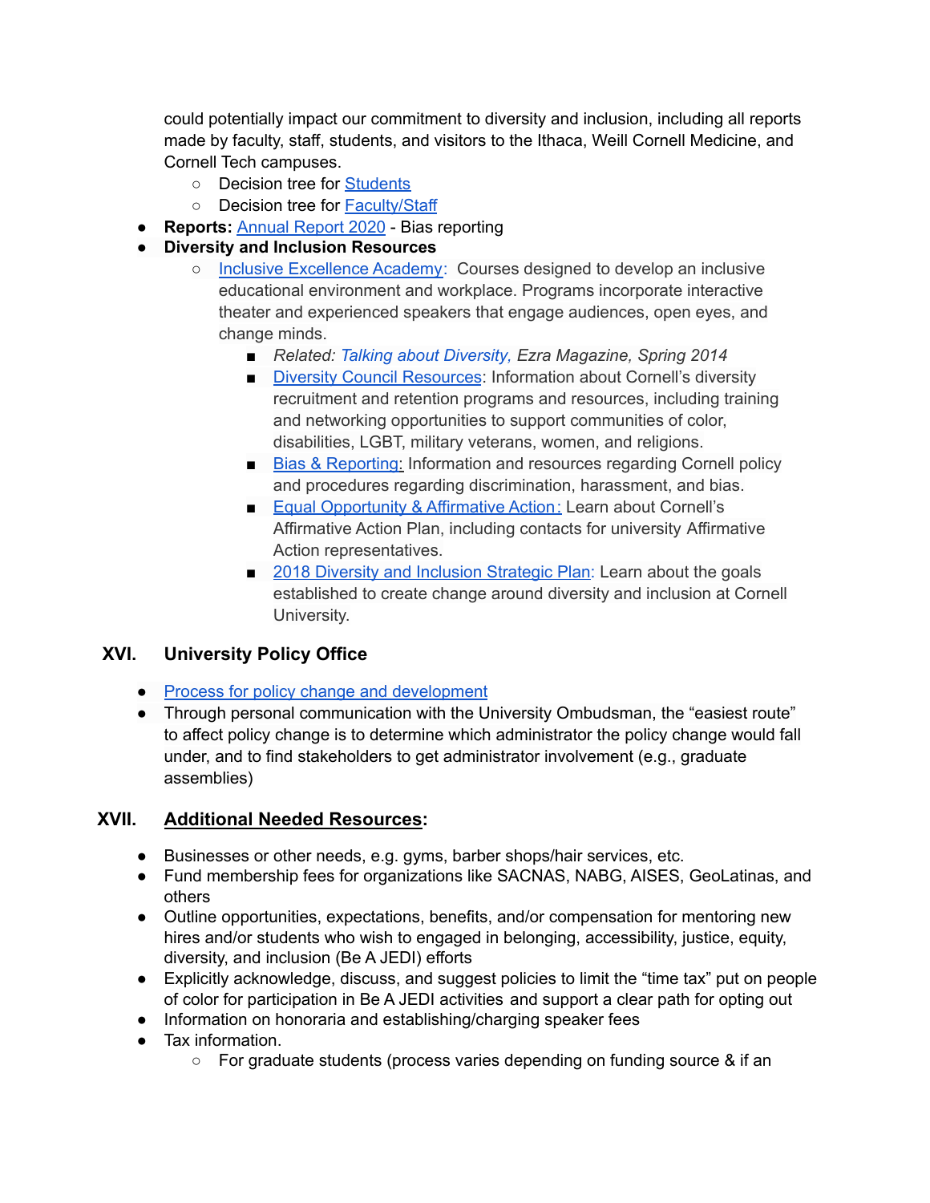could potentially impact our commitment to diversity and inclusion, including all reports made by faculty, staff, students, and visitors to the Ithaca, Weill Cornell Medicine, and Cornell Tech campuses.
  - Decision tree for Students
  - Decision tree for Faculty/Staff
- **Reports:** Annual Report 2020 - Bias reporting
- **Diversity and Inclusion Resources**
  - Inclusive Excellence Academy: Courses designed to develop an inclusive educational environment and workplace. Programs incorporate interactive theater and experienced speakers that engage audiences, open eyes, and change minds.
    - *Related: Talking about Diversity, Ezra Magazine, Spring 2014*
    - Diversity Council Resources: Information about Cornell's diversity recruitment and retention programs and resources, including training and networking opportunities to support communities of color, disabilities, LGBT, military veterans, women, and religions.
    - Bias & Reporting: Information and resources regarding Cornell policy and procedures regarding discrimination, harassment, and bias.
    - Equal Opportunity & Affirmative Action: Learn about Cornell's Affirmative Action Plan, including contacts for university Affirmative Action representatives.
    - 2018 Diversity and Inclusion Strategic Plan: Learn about the goals established to create change around diversity and inclusion at Cornell University.

## XVI. University Policy Office

- Process for policy change and development
- Through personal communication with the University Ombudsman, the "easiest route" to affect policy change is to determine which administrator the policy change would fall under, and to find stakeholders to get administrator involvement (e.g., graduate assemblies)

## XVII. Additional Needed Resources:

- Businesses or other needs, e.g. gyms, barber shops/hair services, etc.
- Fund membership fees for organizations like SACNAS, NABG, AISES, GeoLatinas, and others
- Outline opportunities, expectations, benefits, and/or compensation for mentoring new hires and/or students who wish to engaged in belonging, accessibility, justice, equity, diversity, and inclusion (Be A JEDI) efforts
- Explicitly acknowledge, discuss, and suggest policies to limit the "time tax" put on people of color for participation in Be A JEDI activities and support a clear path for opting out
- Information on honoraria and establishing/charging speaker fees
- Tax information.
  - For graduate students (process varies depending on funding source & if an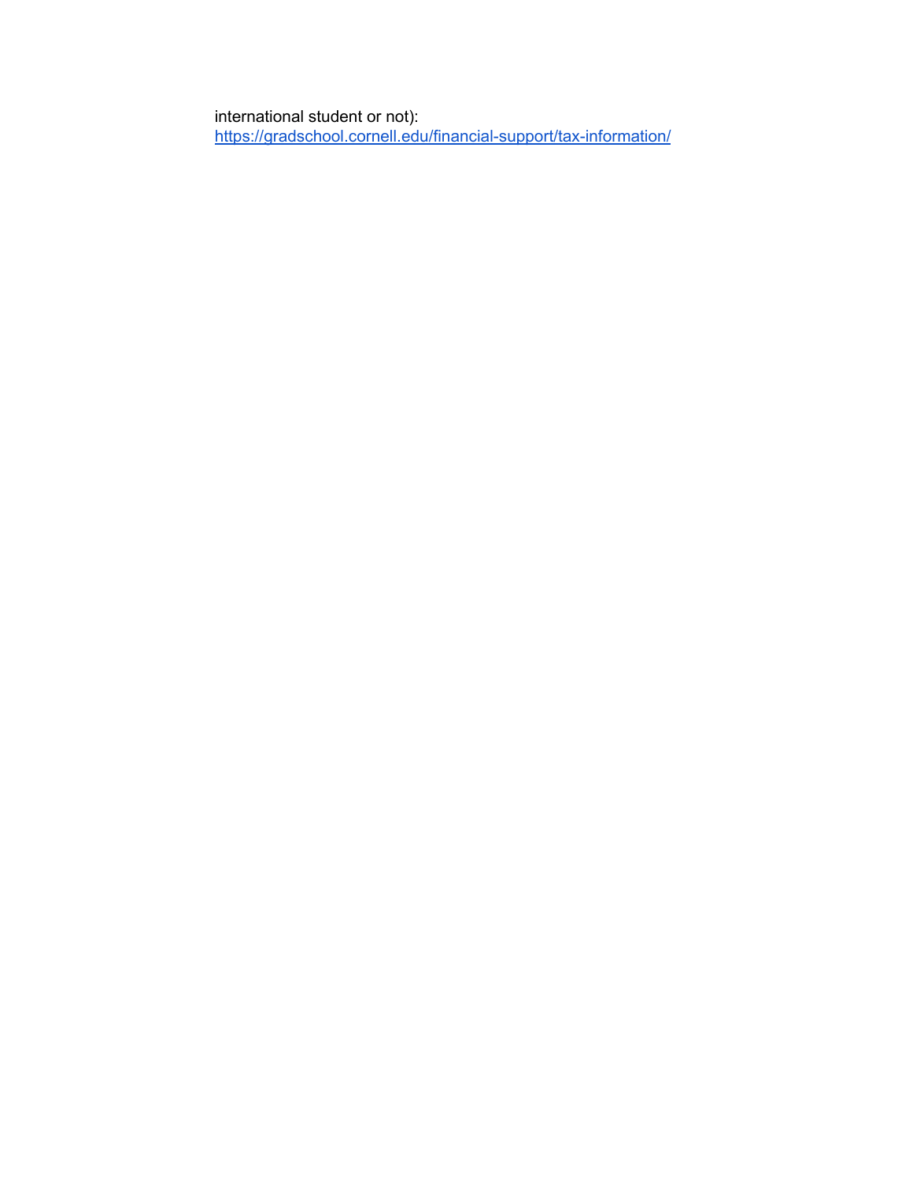international student or not):
https://gradschool.cornell.edu/financial-support/tax-information/